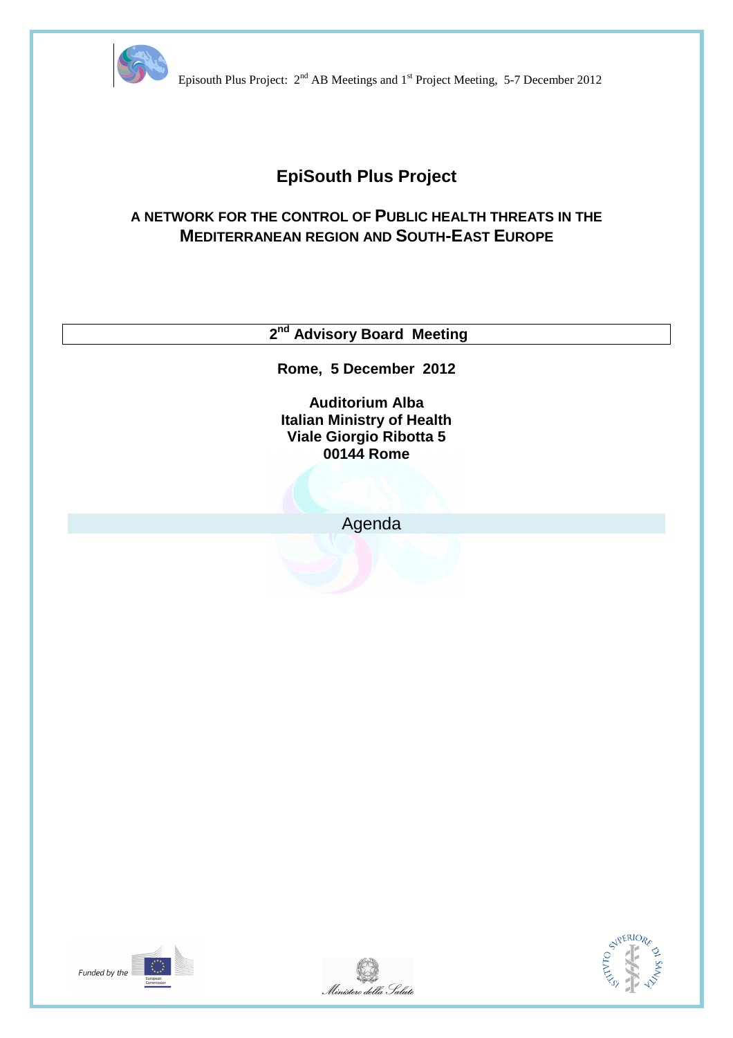# EpiSouth Plus Project

## A NETWORK FOR THE CONTROL OF PUBLIC HEALTH THREATS IN THE MEDITERRANEAN REGION AND SOUTH-EAST EUROPE

**2nd Advisory Board Meeting**

**Rome, 5 December 2012**

**Auditorium Alba**
**Italian Ministry of Health**
**Viale Giorgio Ribotta 5**
**00144 Rome**

Agenda

*Funded by the* European Commission

*Ministero della Salute*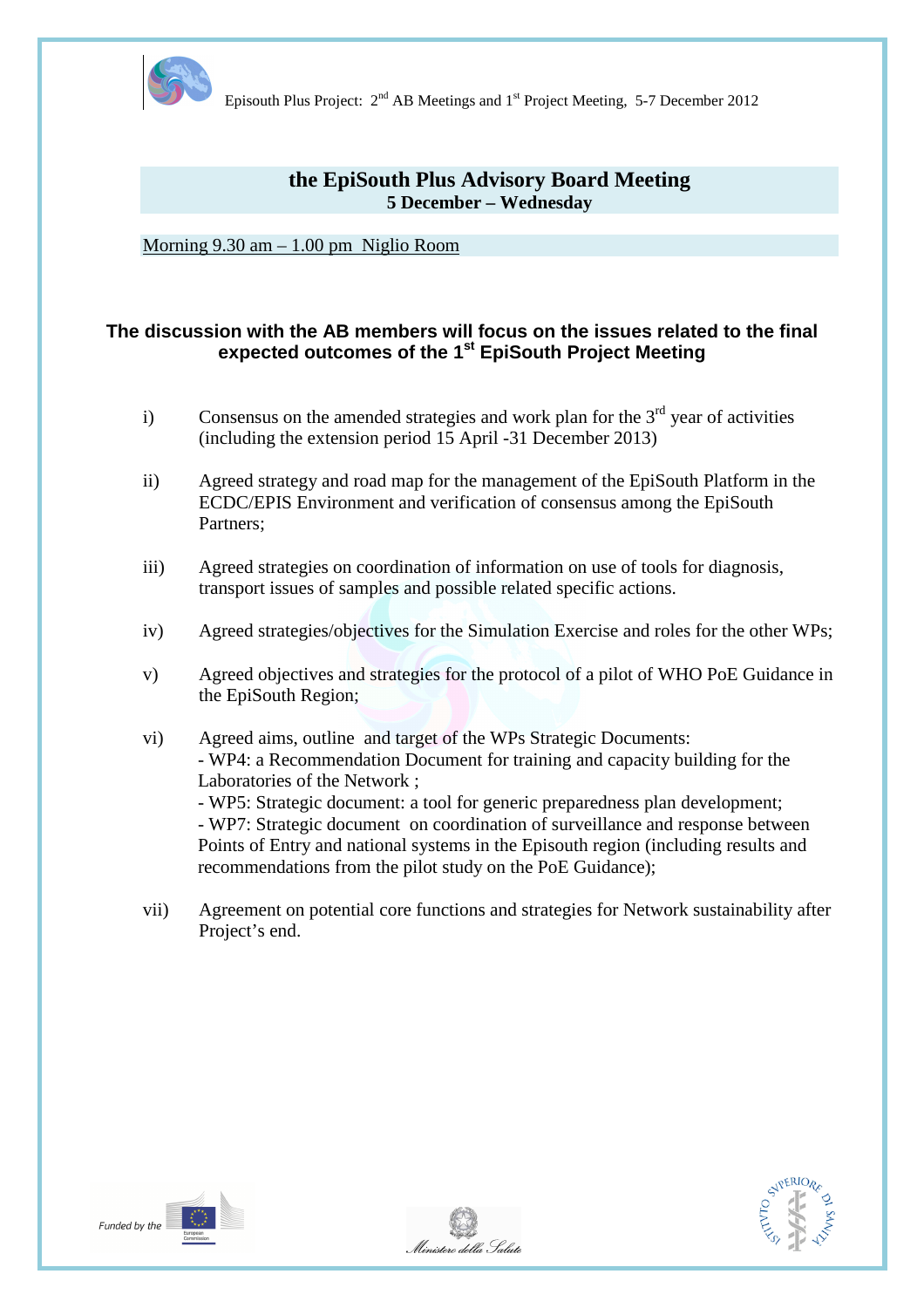## the EpiSouth Plus Advisory Board Meeting

**5 December – Wednesday**

Morning 9.30 am – 1.00 pm Niglio Room

**The discussion with the AB members will focus on the issues related to the final expected outcomes of the 1st EpiSouth Project Meeting**

i) Consensus on the amended strategies and work plan for the 3rd year of activities (including the extension period 15 April -31 December 2013)

ii) Agreed strategy and road map for the management of the EpiSouth Platform in the ECDC/EPIS Environment and verification of consensus among the EpiSouth Partners;

iii) Agreed strategies on coordination of information on use of tools for diagnosis, transport issues of samples and possible related specific actions.

iv) Agreed strategies/objectives for the Simulation Exercise and roles for the other WPs;

v) Agreed objectives and strategies for the protocol of a pilot of WHO PoE Guidance in the EpiSouth Region;

vi) Agreed aims, outline and target of the WPs Strategic Documents:
- WP4: a Recommendation Document for training and capacity building for the Laboratories of the Network ;
- WP5: Strategic document: a tool for generic preparedness plan development;
- WP7: Strategic document on coordination of surveillance and response between Points of Entry and national systems in the Episouth region (including results and recommendations from the pilot study on the PoE Guidance);

vii) Agreement on potential core functions and strategies for Network sustainability after Project's end.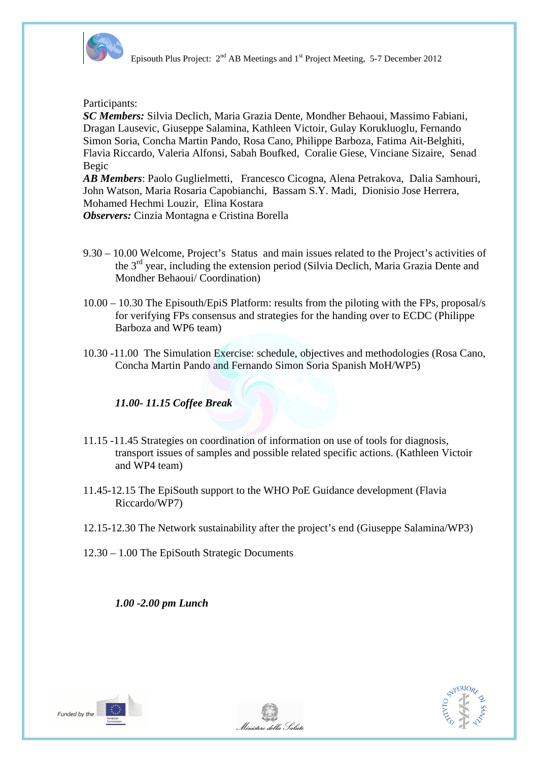Participants:

***SC Members:*** Silvia Declich, Maria Grazia Dente, Mondher Behaoui, Massimo Fabiani, Dragan Lausevic, Giuseppe Salamina, Kathleen Victoir, Gulay Korukluoglu, Fernando Simon Soria, Concha Martin Pando, Rosa Cano, Philippe Barboza, Fatima Ait-Belghiti, Flavia Riccardo, Valeria Alfonsi, Sabah Boufked, Coralie Giese, Vinciane Sizaire, Senad Begic

***AB Members***: Paolo Guglielmetti, Francesco Cicogna, Alena Petrakova, Dalia Samhouri, John Watson, Maria Rosaria Capobianchi, Bassam S.Y. Madi, Dionisio Jose Herrera, Mohamed Hechmi Louzir, Elina Kostara

***Observers:*** Cinzia Montagna e Cristina Borella

9.30 – 10.00 Welcome, Project's Status and main issues related to the Project's activities of the 3rd year, including the extension period (Silvia Declich, Maria Grazia Dente and Mondher Behaoui/ Coordination)

10.00 – 10.30 The Episouth/EpiS Platform: results from the piloting with the FPs, proposal/s for verifying FPs consensus and strategies for the handing over to ECDC (Philippe Barboza and WP6 team)

10.30 -11.00 The Simulation Exercise: schedule, objectives and methodologies (Rosa Cano, Concha Martin Pando and Fernando Simon Soria Spanish MoH/WP5)

***11.00- 11.15 Coffee Break***

11.15 -11.45 Strategies on coordination of information on use of tools for diagnosis, transport issues of samples and possible related specific actions. (Kathleen Victoir and WP4 team)

11.45-12.15 The EpiSouth support to the WHO PoE Guidance development (Flavia Riccardo/WP7)

12.15-12.30 The Network sustainability after the project's end (Giuseppe Salamina/WP3)

12.30 – 1.00 The EpiSouth Strategic Documents

***1.00 -2.00 pm Lunch***